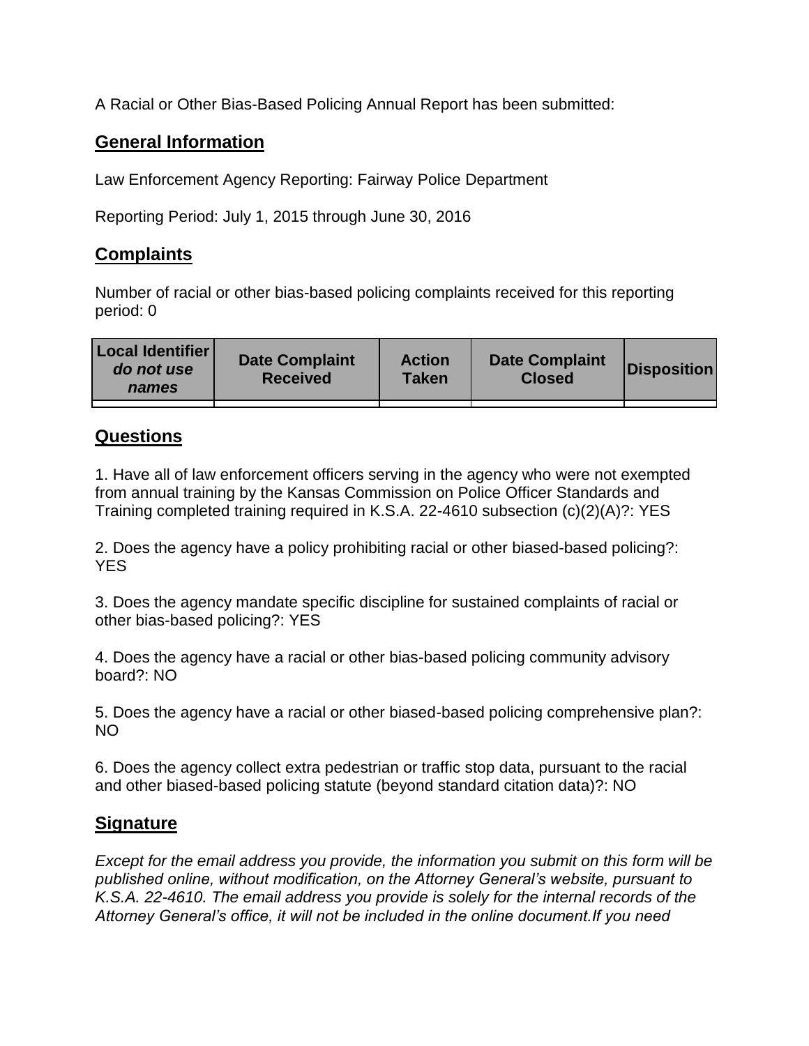A Racial or Other Bias-Based Policing Annual Report has been submitted:

## General Information

Law Enforcement Agency Reporting: Fairway Police Department

Reporting Period: July 1, 2015 through June 30, 2016

## Complaints

Number of racial or other bias-based policing complaints received for this reporting period: 0

| **Local Identifier** *do not use names* | **Date Complaint Received** | **Action Taken** | **Date Complaint Closed** | **Disposition** |
|---|---|---|---|---|
| | | | | |

## Questions

1. Have all of law enforcement officers serving in the agency who were not exempted from annual training by the Kansas Commission on Police Officer Standards and Training completed training required in K.S.A. 22-4610 subsection (c)(2)(A)?: YES

2. Does the agency have a policy prohibiting racial or other biased-based policing?: YES

3. Does the agency mandate specific discipline for sustained complaints of racial or other bias-based policing?: YES

4. Does the agency have a racial or other bias-based policing community advisory board?: NO

5. Does the agency have a racial or other biased-based policing comprehensive plan?: NO

6. Does the agency collect extra pedestrian or traffic stop data, pursuant to the racial and other biased-based policing statute (beyond standard citation data)?: NO

## Signature

*Except for the email address you provide, the information you submit on this form will be published online, without modification, on the Attorney General's website, pursuant to K.S.A. 22-4610. The email address you provide is solely for the internal records of the Attorney General's office, it will not be included in the online document.If you need*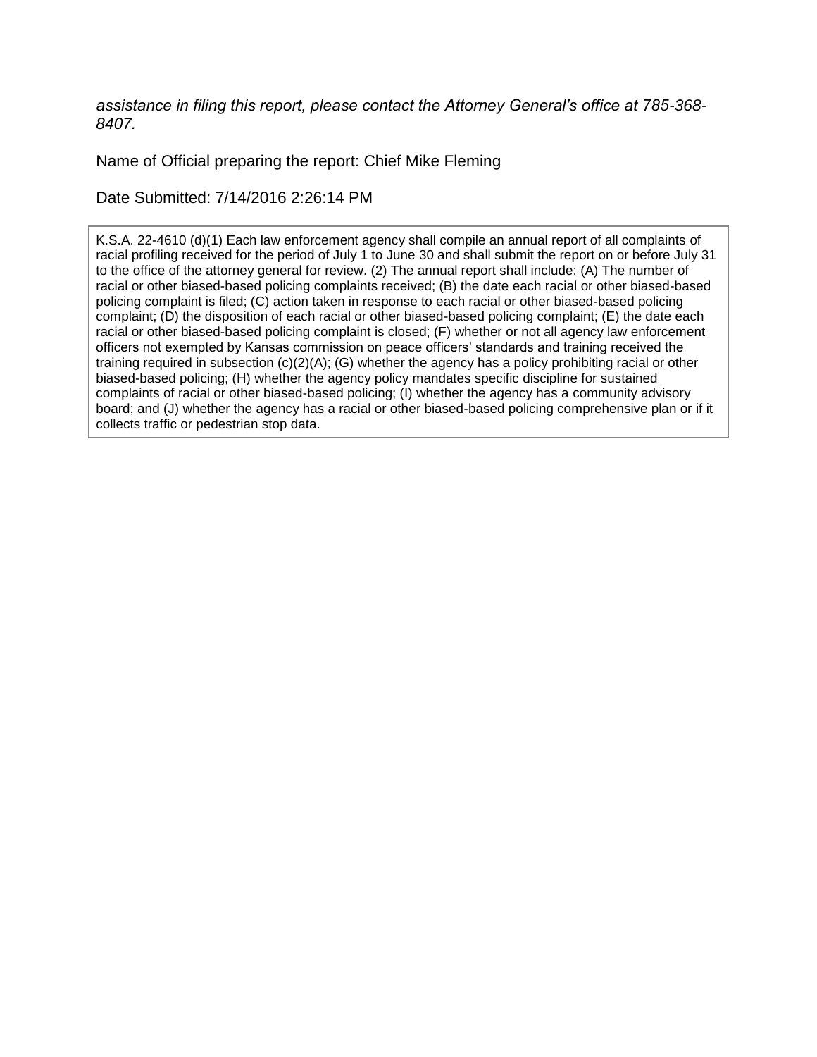*assistance in filing this report, please contact the Attorney General's office at 785-368-8407.*

Name of Official preparing the report: Chief Mike Fleming

Date Submitted: 7/14/2016 2:26:14 PM

K.S.A. 22-4610 (d)(1) Each law enforcement agency shall compile an annual report of all complaints of racial profiling received for the period of July 1 to June 30 and shall submit the report on or before July 31 to the office of the attorney general for review. (2) The annual report shall include: (A) The number of racial or other biased-based policing complaints received; (B) the date each racial or other biased-based policing complaint is filed; (C) action taken in response to each racial or other biased-based policing complaint; (D) the disposition of each racial or other biased-based policing complaint; (E) the date each racial or other biased-based policing complaint is closed; (F) whether or not all agency law enforcement officers not exempted by Kansas commission on peace officers' standards and training received the training required in subsection (c)(2)(A); (G) whether the agency has a policy prohibiting racial or other biased-based policing; (H) whether the agency policy mandates specific discipline for sustained complaints of racial or other biased-based policing; (I) whether the agency has a community advisory board; and (J) whether the agency has a racial or other biased-based policing comprehensive plan or if it collects traffic or pedestrian stop data.